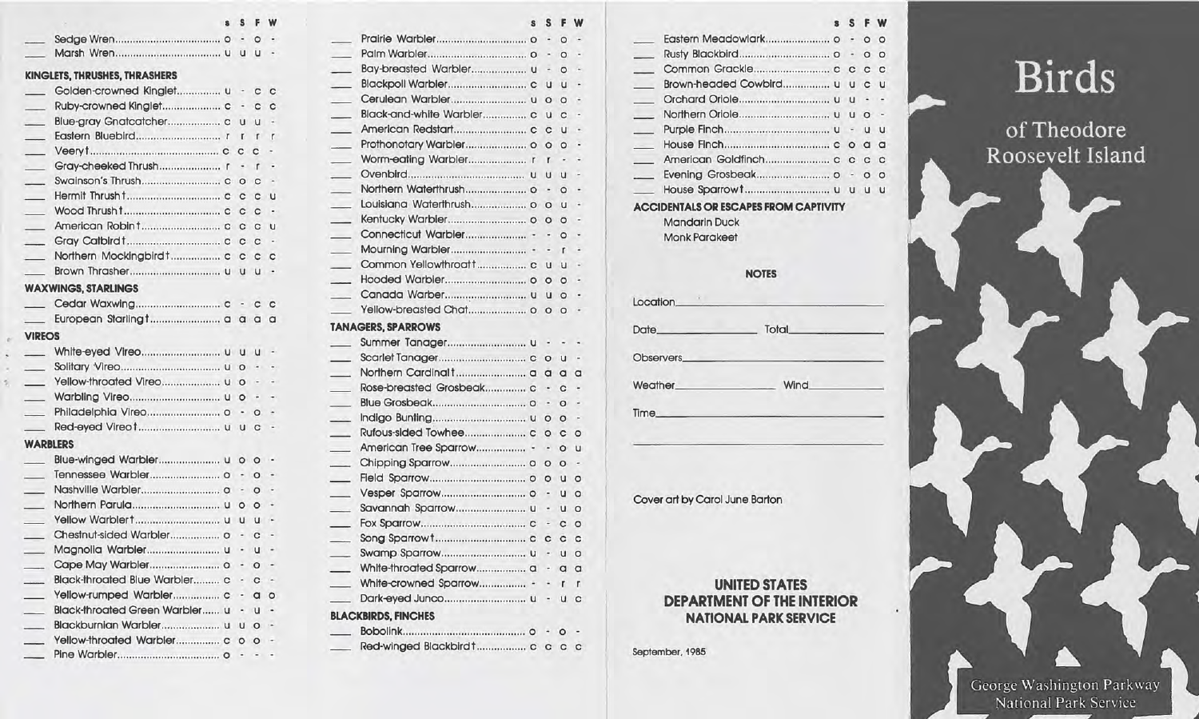| | s | S | F | W |
|---|---|---|---|---|
| ___ Sedge Wren | o | - | o | - |
| ___ Marsh Wren | u | u | u | - |
| **KINGLETS, THRUSHES, THRASHERS** | | | | |
| ___ Golden-crowned Kinglet | u | - | c | c |
| ___ Ruby-crowned Kinglet | c | - | c | c |
| ___ Blue-gray Gnatcatcher | c | u | u | - |
| ___ Eastern Bluebird | r | r | r | r |
| ___ Veery† | c | c | c | - |
| ___ Gray-cheeked Thrush | r | - | r | - |
| ___ Swainson's Thrush | c | o | c | - |
| ___ Hermit Thrush† | c | c | c | u |
| ___ Wood Thrush† | c | c | c | - |
| ___ American Robin† | c | c | c | u |
| ___ Gray Catbird† | c | c | c | - |
| ___ Northern Mockingbird† | c | c | c | c |
| ___ Brown Thrasher | u | u | u | - |
| **WAXWINGS, STARLINGS** | | | | |
| ___ Cedar Waxwing | c | - | c | c |
| ___ European Starling† | a | a | a | a |
| **VIREOS** | | | | |
| ___ White-eyed Vireo | u | u | u | - |
| ___ Solitary Vireo | u | o | - | - |
| ___ Yellow-throated Vireo | u | o | - | - |
| ___ Warbling Vireo | u | o | - | - |
| ___ Philadelphia Vireo | o | - | o | - |
| ___ Red-eyed Vireo† | u | u | c | - |
| **WARBLERS** | | | | |
| ___ Blue-winged Warbler | u | o | o | - |
| ___ Tennessee Warbler | o | - | o | - |
| ___ Nashville Warbler | o | - | o | - |
| ___ Northern Parula | u | o | o | - |
| ___ Yellow Warbler† | u | u | u | - |
| ___ Chestnut-sided Warbler | o | - | c | - |
| ___ Magnolia Warbler | u | - | u | - |
| ___ Cape May Warbler | o | - | o | - |
| ___ Black-throated Blue Warbler | c | - | c | - |
| ___ Yellow-rumped Warbler | c | - | a | o |
| ___ Black-throated Green Warbler | u | - | u | - |
| ___ Blackburnian Warbler | u | u | o | - |
| ___ Yellow-throated Warbler | c | o | o | - |
| ___ Pine Warbler | o | - | - | - |
| ___ Prairie Warbler | o | - | o | - |
| ___ Palm Warbler | o | - | o | - |
| ___ Bay-breasted Warbler | u | - | o | - |
| ___ Blackpoll Warbler | c | u | u | - |
| ___ Cerulean Warbler | u | o | o | - |
| ___ Black-and-white Warbler | c | u | c | - |
| ___ American Redstart | c | c | u | - |
| ___ Prothonotary Warbler | o | o | o | - |
| ___ Worm-eating Warbler | r | r | - | - |
| ___ Ovenbird | u | u | u | - |
| ___ Northern Waterthrush | o | - | o | - |
| ___ Louisiana Waterthrush | o | o | u | - |
| ___ Kentucky Warbler | o | o | o | - |
| ___ Connecticut Warbler | - | - | o | - |
| ___ Mourning Warbler | - | - | r | - |
| ___ Common Yellowthroat† | c | u | u | - |
| ___ Hooded Warbler | o | o | o | - |
| ___ Canada Warber | u | u | o | - |
| ___ Yellow-breasted Chat | o | o | o | - |
| **TANAGERS, SPARROWS** | | | | |
| ___ Summer Tanager | u | - | - | - |
| ___ Scarlet Tanager | c | o | u | - |
| ___ Northern Cardinal† | a | a | a | a |
| ___ Rose-breasted Grosbeak | c | - | c | - |
| ___ Blue Grosbeak | o | - | o | - |
| ___ Indigo Bunting | u | o | o | - |
| ___ Rufous-sided Towhee | c | o | c | o |
| ___ American Tree Sparrow | - | - | o | u |
| ___ Chipping Sparrow | o | o | o | - |
| ___ Field Sparrow | o | o | u | o |
| ___ Vesper Sparrow | o | - | u | o |
| ___ Savannah Sparrow | u | - | u | o |
| ___ Fox Sparrow | c | - | c | o |
| ___ Song Sparrow† | c | c | c | c |
| ___ Swamp Sparrow | u | - | u | o |
| ___ White-throated Sparrow | a | - | a | a |
| ___ White-crowned Sparrow | - | - | r | r |
| ___ Dark-eyed Junco | u | - | u | c |
| **BLACKBIRDS, FINCHES** | | | | |
| ___ Bobolink | o | - | o | - |
| ___ Red-winged Blackbird† | c | c | c | c |
| ___ Eastern Meadowlark | o | - | o | o |
| ___ Rusty Blackbird | o | - | o | o |
| ___ Common Grackle | c | c | c | c |
| ___ Brown-headed Cowbird | u | u | c | u |
| ___ Orchard Oriole | u | u | - | - |
| ___ Northern Oriole | u | u | o | - |
| ___ Purple Finch | u | - | u | u |
| ___ House Finch | c | o | a | a |
| ___ American Goldfinch | c | c | c | c |
| ___ Evening Grosbeak | o | - | o | o |
| ___ House Sparrow† | u | u | u | u |

**ACCIDENTALS OR ESCAPES FROM CAPTIVITY**

Mandarin Duck
Monk Parakeet

**NOTES**

Location ______________________

Date ______________ Total ______________

Observers ______________________

Weather ______________ Wind ______________

Time ______________________

______________________

Cover art by Carol June Barton

**UNITED STATES DEPARTMENT OF THE INTERIOR NATIONAL PARK SERVICE**

September, 1985

# Birds

## of Theodore Roosevelt Island

George Washington Parkway
National Park Service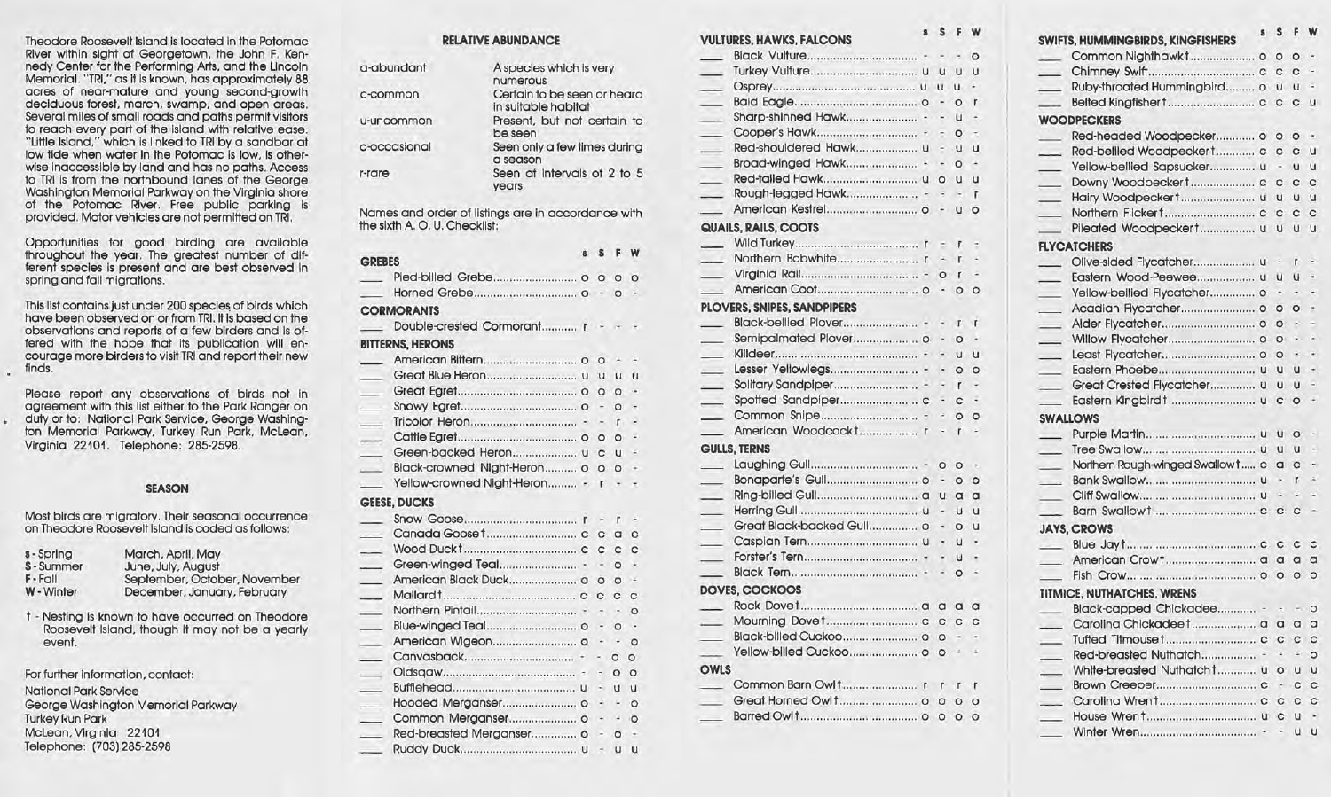Theodore Roosevelt Island is located in the Potomac River within sight of Georgetown, the John F. Kennedy Center for the Performing Arts, and the Lincoln Memorial. "TRI," as it is known, has approximately 88 acres of near-mature and young second-growth deciduous forest, marsh, swamp, and open areas. Several miles of small roads and paths permit visitors to reach every part of the island with relative ease. "Little Island," which is linked to TRI by a sandbar at low tide when water in the Potomac is low, is otherwise inaccessible by land and has no paths. Access to TRI is from the northbound lanes of the George Washington Memorial Parkway on the Virginia shore of the Potomac River. Free public parking is provided. Motor vehicles are not permitted on TRI.

Opportunities for good birding are available throughout the year. The greatest number of different species is present and are best observed in spring and fall migrations.

This list contains just under 200 species of birds which have been observed on or from TRI. It is based on the observations and reports of a few birders and is offered with the hope that its publication will encourage more birders to visit TRI and report their new finds.

Please report any observations of birds not in agreement with this list either to the Park Ranger on duty or to: National Park Service, George Washington Memorial Parkway, Turkey Run Park, McLean, Virginia 22101. Telephone: 285-2598.

## SEASON

Most birds are migratory. Their seasonal occurrence on Theodore Roosevelt Island is coded as follows:

| | |
|---|---|
| s - Spring | March, April, May |
| S - Summer | June, July, August |
| F - Fall | September, October, November |
| W - Winter | December, January, February |

† - Nesting is known to have occurred on Theodore Roosevelt Island, though it may not be a yearly event.

For further information, contact:
National Park Service
George Washington Memorial Parkway
Turkey Run Park
McLean, Virginia 22101
Telephone: (703) 285-2598

## RELATIVE ABUNDANCE

| | |
|---|---|
| a-abundant | A species which is very numerous |
| c-common | Certain to be seen or heard in suitable habitat |
| u-uncommon | Present, but not certain to be seen |
| o-occasional | Seen only a few times during a season |
| r-rare | Seen at intervals of 2 to 5 years |

Names and order of listings are in accordance with the sixth A. O. U. Checklist:

| | s | S | F | W |
|---|---|---|---|---|
| **GREBES** | | | | |
| ___ Pied-billed Grebe | o | o | o | o |
| ___ Horned Grebe | o | - | o | - |
| **CORMORANTS** | | | | |
| ___ Double-crested Cormorant | r | - | - | - |
| **BITTERNS, HERONS** | | | | |
| ___ American Bittern | o | o | - | - |
| ___ Great Blue Heron | u | u | u | u |
| ___ Great Egret | o | o | o | - |
| ___ Snowy Egret | o | - | o | - |
| ___ Tricolor Heron | - | - | r | - |
| ___ Cattle Egret | o | o | o | - |
| ___ Green-backed Heron | u | c | u | - |
| ___ Black-crowned Night-Heron | o | o | o | - |
| ___ Yellow-crowned Night-Heron | - | r | - | - |
| **GEESE, DUCKS** | | | | |
| ___ Snow Goose | r | - | r | - |
| ___ Canada Goose† | c | c | a | c |
| ___ Wood Duck† | c | c | c | c |
| ___ Green-winged Teal | - | - | o | - |
| ___ American Black Duck | o | o | o | - |
| ___ Mallard† | c | c | c | c |
| ___ Northern Pintail | - | - | - | o |
| ___ Blue-winged Teal | o | - | o | - |
| ___ American Wigeon | o | - | - | o |
| ___ Canvasback | - | - | o | o |
| ___ Oldsqaw | - | - | o | o |
| ___ Bufflehead | u | - | u | u |
| ___ Hooded Merganser | o | - | - | o |
| ___ Common Merganser | o | - | - | o |
| ___ Red-breasted Merganser | o | - | o | - |
| ___ Ruddy Duck | u | - | u | u |

| | s | S | F | W |
|---|---|---|---|---|
| **VULTURES, HAWKS, FALCONS** | | | | |
| ___ Black Vulture | - | - | - | o |
| ___ Turkey Vulture | u | u | u | u |
| ___ Osprey | u | u | u | - |
| ___ Bald Eagle | o | - | o | r |
| ___ Sharp-shinned Hawk | - | - | u | - |
| ___ Cooper's Hawk | - | - | o | - |
| ___ Red-shouldered Hawk | u | - | u | u |
| ___ Broad-winged Hawk | - | - | o | - |
| ___ Red-tailed Hawk | u | o | u | u |
| ___ Rough-legged Hawk | - | - | - | r |
| ___ American Kestrel | o | - | u | o |
| **QUAILS, RAILS, COOTS** | | | | |
| ___ Wild Turkey | r | - | r | - |
| ___ Northern Bobwhite | r | - | r | - |
| ___ Virginia Rail | - | o | r | - |
| ___ American Coot | o | - | o | o |
| **PLOVERS, SNIPES, SANDPIPERS** | | | | |
| ___ Black-bellied Plover | - | - | r | r |
| ___ Semipalmated Plover | o | - | o | - |
| ___ Killdeer | - | - | u | u |
| ___ Lesser Yellowlegs | - | - | o | o |
| ___ Solitary Sandpiper | - | - | r | - |
| ___ Spotted Sandpiper | c | - | c | - |
| ___ Common Snipe | - | - | o | o |
| ___ American Woodcock† | r | - | r | - |
| **GULLS, TERNS** | | | | |
| ___ Laughing Gull | - | o | o | - |
| ___ Bonaparte's Gull | o | - | o | o |
| ___ Ring-billed Gull | a | u | a | a |
| ___ Herring Gull | u | - | u | u |
| ___ Great Black-backed Gull | o | - | o | u |
| ___ Caspian Tern | u | - | u | - |
| ___ Forster's Tern | - | - | u | - |
| ___ Black Tern | - | - | o | - |
| **DOVES, COCKOOS** | | | | |
| ___ Rock Dove† | a | a | a | a |
| ___ Mourning Dove† | c | c | c | c |
| ___ Black-billed Cuckoo | o | o | - | - |
| ___ Yellow-billed Cuckoo | o | o | - | - |
| **OWLS** | | | | |
| ___ Common Barn Owl† | r | r | r | r |
| ___ Great Horned Owl† | o | o | o | o |
| ___ Barred Owl† | o | o | o | o |

| | s | S | F | W |
|---|---|---|---|---|
| **SWIFTS, HUMMINGBIRDS, KINGFISHERS** | | | | |
| ___ Common Nighthawk† | o | o | o | - |
| ___ Chimney Swift | c | c | c | - |
| ___ Ruby-throated Hummingbird | o | u | u | - |
| ___ Belted Kingfisher† | c | c | c | u |
| **WOODPECKERS** | | | | |
| ___ Red-headed Woodpecker | o | o | o | - |
| ___ Red-bellied Woodpecker† | c | c | c | u |
| ___ Yellow-bellied Sapsucker | u | - | u | u |
| ___ Downy Woodpecker† | c | c | c | c |
| ___ Hairy Woodpecker† | u | u | u | u |
| ___ Northern Flicker† | c | c | c | c |
| ___ Pileated Woodpecker† | u | u | u | u |
| **FLYCATCHERS** | | | | |
| ___ Olive-sided Flycatcher | u | - | r | - |
| ___ Eastern Wood-Pewee | u | u | u | - |
| ___ Yellow-bellied Flycatcher | o | - | - | - |
| ___ Acadian Flycatcher | o | o | o | - |
| ___ Alder Flycatcher | o | o | - | - |
| ___ Willow Flycatcher | o | o | - | - |
| ___ Least Flycatcher | o | o | - | - |
| ___ Eastern Phoebe | u | u | u | - |
| ___ Great Crested Flycatcher | u | u | u | - |
| ___ Eastern Kingbird† | u | c | o | - |
| **SWALLOWS** | | | | |
| ___ Purple Martin | u | u | o | - |
| ___ Tree Swallow | u | u | u | - |
| ___ Northern Rough-winged Swallow† | c | a | c | - |
| ___ Bank Swallow | u | - | r | - |
| ___ Cliff Swallow | u | - | - | - |
| ___ Barn Swallow† | c | c | c | - |
| **JAYS, CROWS** | | | | |
| ___ Blue Jay† | c | c | c | c |
| ___ American Crow† | a | a | a | a |
| ___ Fish Crow | o | o | o | o |
| **TITMICE, NUTHATCHES, WRENS** | | | | |
| ___ Black-capped Chickadee | - | - | - | o |
| ___ Carolina Chickadee† | a | a | a | a |
| ___ Tufted Titmouse† | c | c | c | c |
| ___ Red-breasted Nuthatch | - | - | - | o |
| ___ White-breasted Nuthatch† | u | o | u | u |
| ___ Brown Creeper | c | - | c | c |
| ___ Carolina Wren† | c | c | c | c |
| ___ House Wren† | u | c | u | - |
| ___ Winter Wren | - | - | u | u |